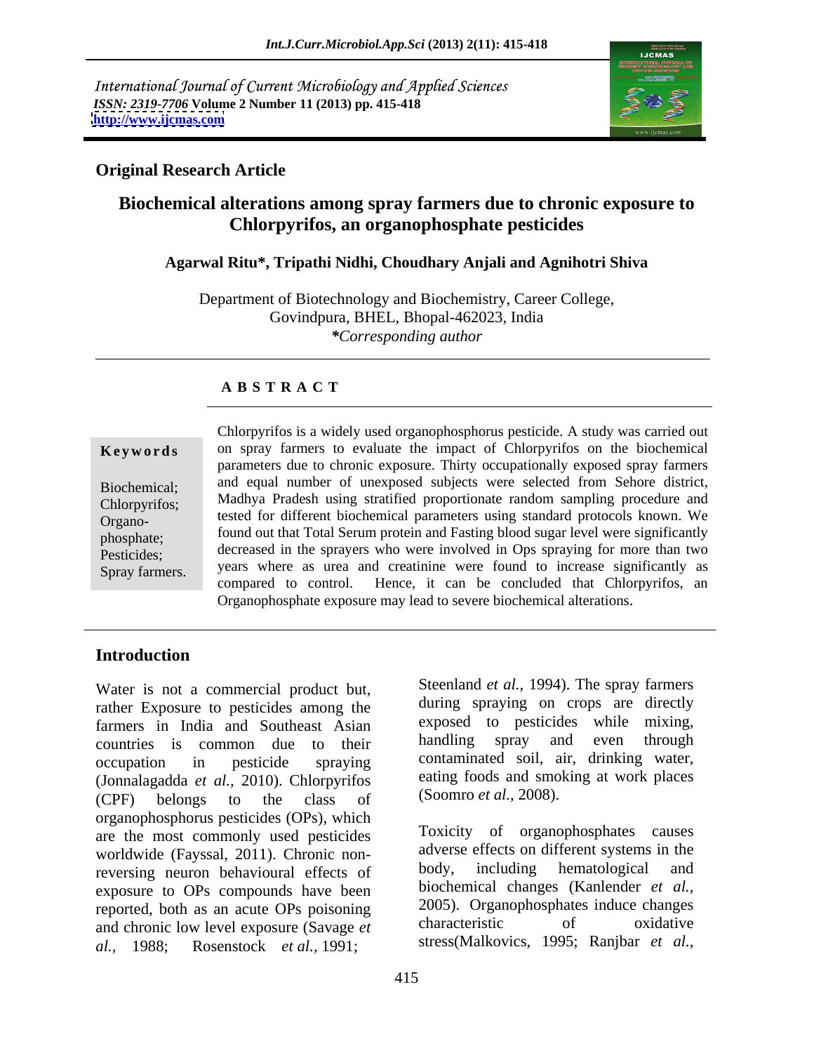International Journal of Current Microbiology and Applied Sciences
*ISSN: 2319-7706* **Volume 2 Number 11 (2013) pp. 415-418**
**http://www.ijcmas.com**

**Original Research Article**

# Biochemical alterations among spray farmers due to chronic exposure to Chlorpyrifos, an organophosphate pesticides

**Agarwal Ritu\*, Tripathi Nidhi, Choudhary Anjali and Agnihotri Shiva**

Department of Biotechnology and Biochemistry, Career College, Govindpura, BHEL, Bhopal-462023, India
*\*Corresponding author*

## A B S T R A C T

**Keywords**

Biochemical; Chlorpyrifos; Organo-phosphate; Pesticides; Spray farmers.

Chlorpyrifos is a widely used organophosphorus pesticide. A study was carried out on spray farmers to evaluate the impact of Chlorpyrifos on the biochemical parameters due to chronic exposure. Thirty occupationally exposed spray farmers and equal number of unexposed subjects were selected from Sehore district, Madhya Pradesh using stratified proportionate random sampling procedure and tested for different biochemical parameters using standard protocols known. We found out that Total Serum protein and Fasting blood sugar level were significantly decreased in the sprayers who were involved in Ops spraying for more than two years where as urea and creatinine were found to increase significantly as compared to control. Hence, it can be concluded that Chlorpyrifos, an Organophosphate exposure may lead to severe biochemical alterations.

## Introduction

Water is not a commercial product but, rather Exposure to pesticides among the farmers in India and Southeast Asian countries is common due to their occupation in pesticide spraying (Jonnalagadda *et al.,* 2010). Chlorpyrifos (CPF) belongs to the class of organophosphorus pesticides (OPs), which are the most commonly used pesticides worldwide (Fayssal, 2011). Chronic non-reversing neuron behavioural effects of exposure to OPs compounds have been reported, both as an acute OPs poisoning and chronic low level exposure (Savage *et al.,* 1988; Rosenstock *et al.,* 1991; Steenland *et al.,* 1994). The spray farmers during spraying on crops are directly exposed to pesticides while mixing, handling spray and even through contaminated soil, air, drinking water, eating foods and smoking at work places (Soomro *et al.,* 2008).

Toxicity of organophosphates causes adverse effects on different systems in the body, including hematological and biochemical changes (Kanlender *et al.,* 2005). Organophosphates induce changes characteristic of oxidative stress(Malkovics, 1995; Ranjbar *et al.,*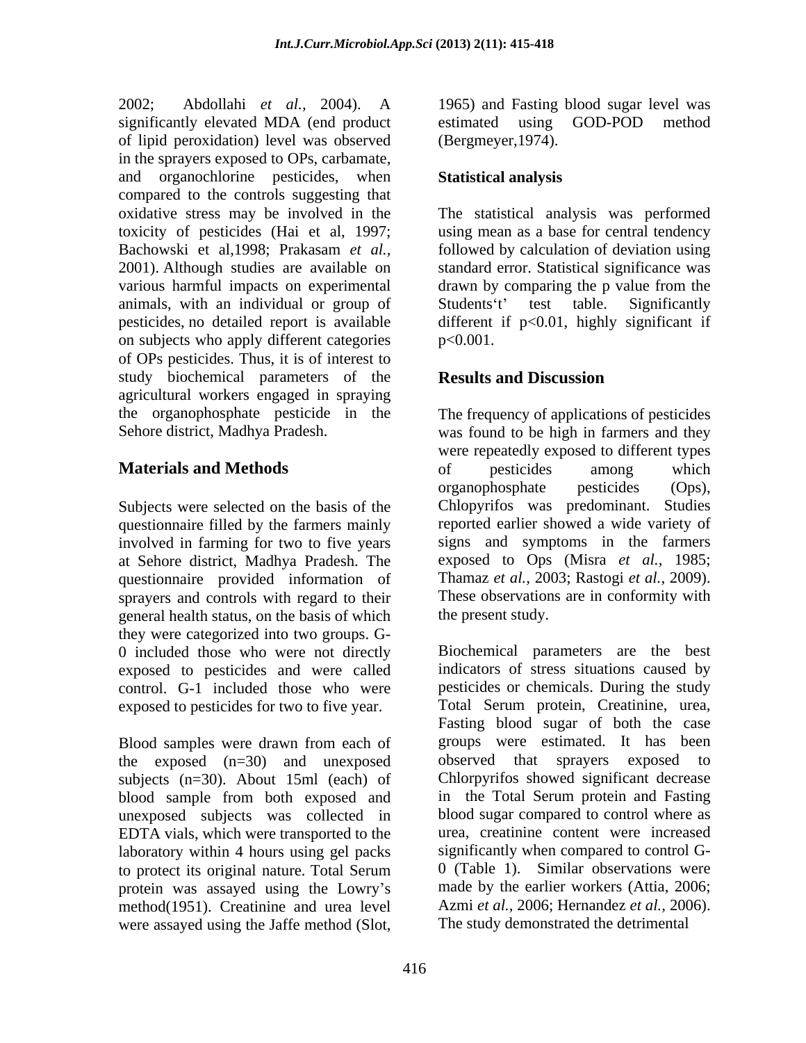2002; Abdollahi *et al.,* 2004). A significantly elevated MDA (end product of lipid peroxidation) level was observed in the sprayers exposed to OPs, carbamate, and organochlorine pesticides, when compared to the controls suggesting that oxidative stress may be involved in the toxicity of pesticides (Hai et al, 1997; Bachowski et al,1998; Prakasam *et al.,* 2001). Although studies are available on various harmful impacts on experimental animals, with an individual or group of pesticides, no detailed report is available on subjects who apply different categories of OPs pesticides. Thus, it is of interest to study biochemical parameters of the agricultural workers engaged in spraying the organophosphate pesticide in the Sehore district, Madhya Pradesh.

## Materials and Methods

Subjects were selected on the basis of the questionnaire filled by the farmers mainly involved in farming for two to five years at Sehore district, Madhya Pradesh. The questionnaire provided information of sprayers and controls with regard to their general health status, on the basis of which they were categorized into two groups. G-0 included those who were not directly exposed to pesticides and were called control. G-1 included those who were exposed to pesticides for two to five year.

Blood samples were drawn from each of the exposed (n=30) and unexposed subjects (n=30). About 15ml (each) of blood sample from both exposed and unexposed subjects was collected in EDTA vials, which were transported to the laboratory within 4 hours using gel packs to protect its original nature. Total Serum protein was assayed using the Lowry's method(1951). Creatinine and urea level were assayed using the Jaffe method (Slot, 1965) and Fasting blood sugar level was estimated using GOD-POD method (Bergmeyer,1974).

### Statistical analysis

The statistical analysis was performed using mean as a base for central tendency followed by calculation of deviation using standard error. Statistical significance was drawn by comparing the p value from the Students't' test table. Significantly different if $p<0.01$, highly significant if $p<0.001$.

## Results and Discussion

The frequency of applications of pesticides was found to be high in farmers and they were repeatedly exposed to different types of pesticides among which organophosphate pesticides (Ops), Chlopyrifos was predominant. Studies reported earlier showed a wide variety of signs and symptoms in the farmers exposed to Ops (Misra *et al.,* 1985; Thamaz *et al.,* 2003; Rastogi *et al.,* 2009). These observations are in conformity with the present study.

Biochemical parameters are the best indicators of stress situations caused by pesticides or chemicals. During the study Total Serum protein, Creatinine, urea, Fasting blood sugar of both the case groups were estimated. It has been observed that sprayers exposed to Chlorpyrifos showed significant decrease in the Total Serum protein and Fasting blood sugar compared to control where as urea, creatinine content were increased significantly when compared to control G-0 (Table 1). Similar observations were made by the earlier workers (Attia, 2006; Azmi *et al.,* 2006; Hernandez *et al.,* 2006). The study demonstrated the detrimental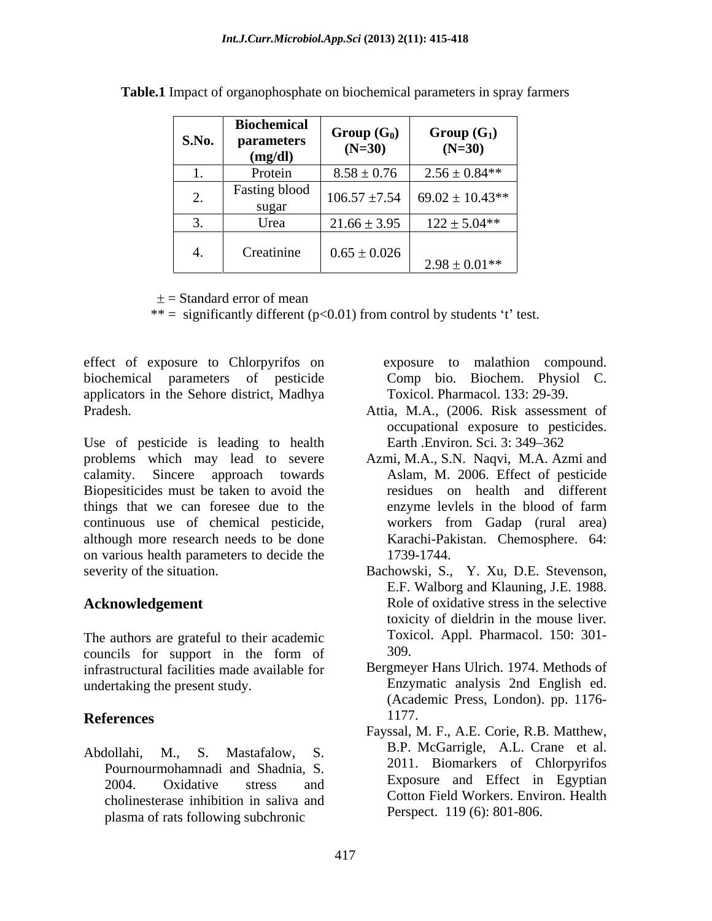**Table.1** Impact of organophosphate on biochemical parameters in spray farmers

| S.No. | Biochemical parameters (mg/dl) | Group ($G_0$) (N=30) | Group ($G_1$) (N=30) |
|---|---|---|---|
| 1. | Protein | 8.58 ± 0.76 | 2.56 ± 0.84** |
| 2. | Fasting blood sugar | 106.57 ±7.54 | 69.02 ± 10.43** |
| 3. | Urea | 21.66 ± 3.95 | 122 ± 5.04** |
| 4. | Creatinine | 0.65 ± 0.026 | 2.98 ± 0.01** |

± = Standard error of mean
** = significantly different ($p<0.01$) from control by students 't' test.

effect of exposure to Chlorpyrifos on biochemical parameters of pesticide applicators in the Sehore district, Madhya Pradesh.

Use of pesticide is leading to health problems which may lead to severe calamity. Sincere approach towards Biopesiticides must be taken to avoid the things that we can foresee due to the continuous use of chemical pesticide, although more research needs to be done on various health parameters to decide the severity of the situation.

## Acknowledgement

The authors are grateful to their academic councils for support in the form of infrastructural facilities made available for undertaking the present study.

## References

Abdollahi, M., S. Mastafalow, S. Pournourmohamnadi and Shadnia, S. 2004. Oxidative stress and cholinesterase inhibition in saliva and plasma of rats following subchronic exposure to malathion compound. Comp bio. Biochem. Physiol C. Toxicol. Pharmacol. 133: 29-39.

Attia, M.A., (2006. Risk assessment of occupational exposure to pesticides. Earth .Environ. Sci. 3: 349–362

Azmi, M.A., S.N. Naqvi, M.A. Azmi and Aslam, M. 2006. Effect of pesticide residues on health and different enzyme levlels in the blood of farm workers from Gadap (rural area) Karachi-Pakistan. Chemosphere. 64: 1739-1744.

Bachowski, S., Y. Xu, D.E. Stevenson, E.F. Walborg and Klauning, J.E. 1988. Role of oxidative stress in the selective toxicity of dieldrin in the mouse liver. Toxicol. Appl. Pharmacol. 150: 301-309.

Bergmeyer Hans Ulrich. 1974. Methods of Enzymatic analysis 2nd English ed. (Academic Press, London). pp. 1176-1177.

Fayssal, M. F., A.E. Corie, R.B. Matthew, B.P. McGarrigle, A.L. Crane et al. 2011. Biomarkers of Chlorpyrifos Exposure and Effect in Egyptian Cotton Field Workers. Environ. Health Perspect. 119 (6): 801-806.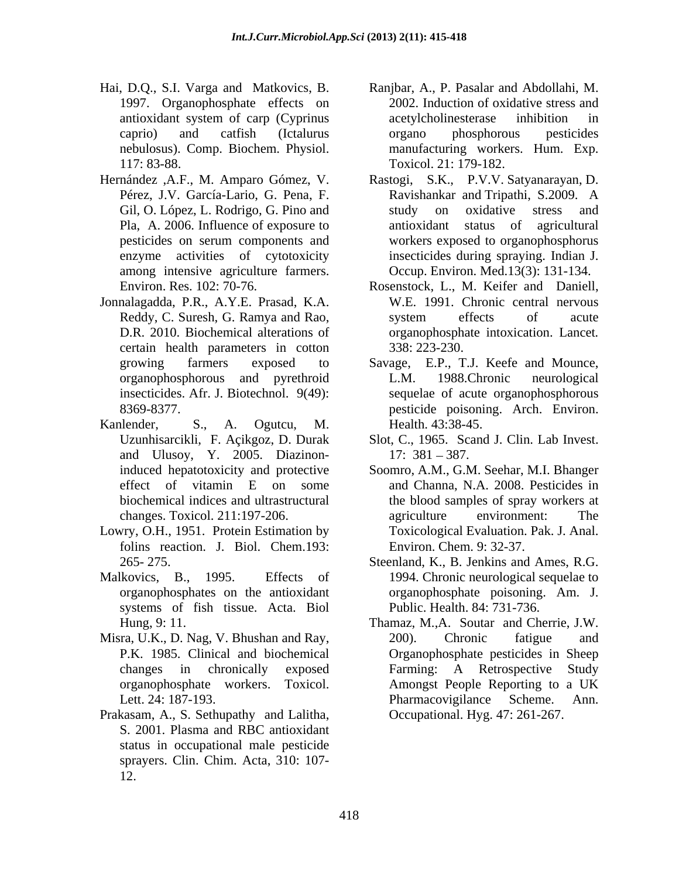Hai, D.Q., S.I. Varga and Matkovics, B. 1997. Organophosphate effects on antioxidant system of carp (Cyprinus caprio) and catfish (Ictalurus nebulosus). Comp. Biochem. Physiol. 117: 83-88.

Hernández ,A.F., M. Amparo Gómez, V. Pérez, J.V. García-Lario, G. Pena, F. Gil, O. López, L. Rodrigo, G. Pino and Pla, A. 2006. Influence of exposure to pesticides on serum components and enzyme activities of cytotoxicity among intensive agriculture farmers. Environ. Res. 102: 70-76.

Jonnalagadda, P.R., A.Y.E. Prasad, K.A. Reddy, C. Suresh, G. Ramya and Rao, D.R. 2010. Biochemical alterations of certain health parameters in cotton growing farmers exposed to organophosphorous and pyrethroid insecticides. Afr. J. Biotechnol. 9(49): 8369-8377.

Kanlender, S., A. Ogutcu, M. Uzunhisarcikli, F. Açikgoz, D. Durak and Ulusoy, Y. 2005. Diazinon-induced hepatotoxicity and protective effect of vitamin E on some biochemical indices and ultrastructural changes. Toxicol. 211:197-206.

Lowry, O.H., 1951. Protein Estimation by folins reaction. J. Biol. Chem.193: 265- 275.

Malkovics, B., 1995. Effects of organophosphates on the antioxidant systems of fish tissue. Acta. Biol Hung, 9: 11.

Misra, U.K., D. Nag, V. Bhushan and Ray, P.K. 1985. Clinical and biochemical changes in chronically exposed organophosphate workers. Toxicol. Lett. 24: 187-193.

Prakasam, A., S. Sethupathy and Lalitha, S. 2001. Plasma and RBC antioxidant status in occupational male pesticide sprayers. Clin. Chim. Acta, 310: 107-12.

Ranjbar, A., P. Pasalar and Abdollahi, M. 2002. Induction of oxidative stress and acetylcholinesterase inhibition in organo phosphorous pesticides manufacturing workers. Hum. Exp. Toxicol. 21: 179-182.

Rastogi, S.K., P.V.V. Satyanarayan, D. Ravishankar and Tripathi, S.2009. A study on oxidative stress and antioxidant status of agricultural workers exposed to organophosphorus insecticides during spraying. Indian J. Occup. Environ. Med.13(3): 131-134.

Rosenstock, L., M. Keifer and Daniell, W.E. 1991. Chronic central nervous system effects of acute organophosphate intoxication. Lancet. 338: 223-230.

Savage, E.P., T.J. Keefe and Mounce, L.M. 1988.Chronic neurological sequelae of acute organophosphorous pesticide poisoning. Arch. Environ. Health. 43:38-45.

Slot, C., 1965. Scand J. Clin. Lab Invest. 17: 381 – 387.

Soomro, A.M., G.M. Seehar, M.I. Bhanger and Channa, N.A. 2008. Pesticides in the blood samples of spray workers at agriculture environment: The Toxicological Evaluation. Pak. J. Anal. Environ. Chem. 9: 32-37.

Steenland, K., B. Jenkins and Ames, R.G. 1994. Chronic neurological sequelae to organophosphate poisoning. Am. J. Public. Health. 84: 731-736.

Thamaz, M.,A. Soutar and Cherrie, J.W. 200). Chronic fatigue and Organophosphate pesticides in Sheep Farming: A Retrospective Study Amongst People Reporting to a UK Pharmacovigilance Scheme. Ann. Occupational. Hyg. 47: 261-267.